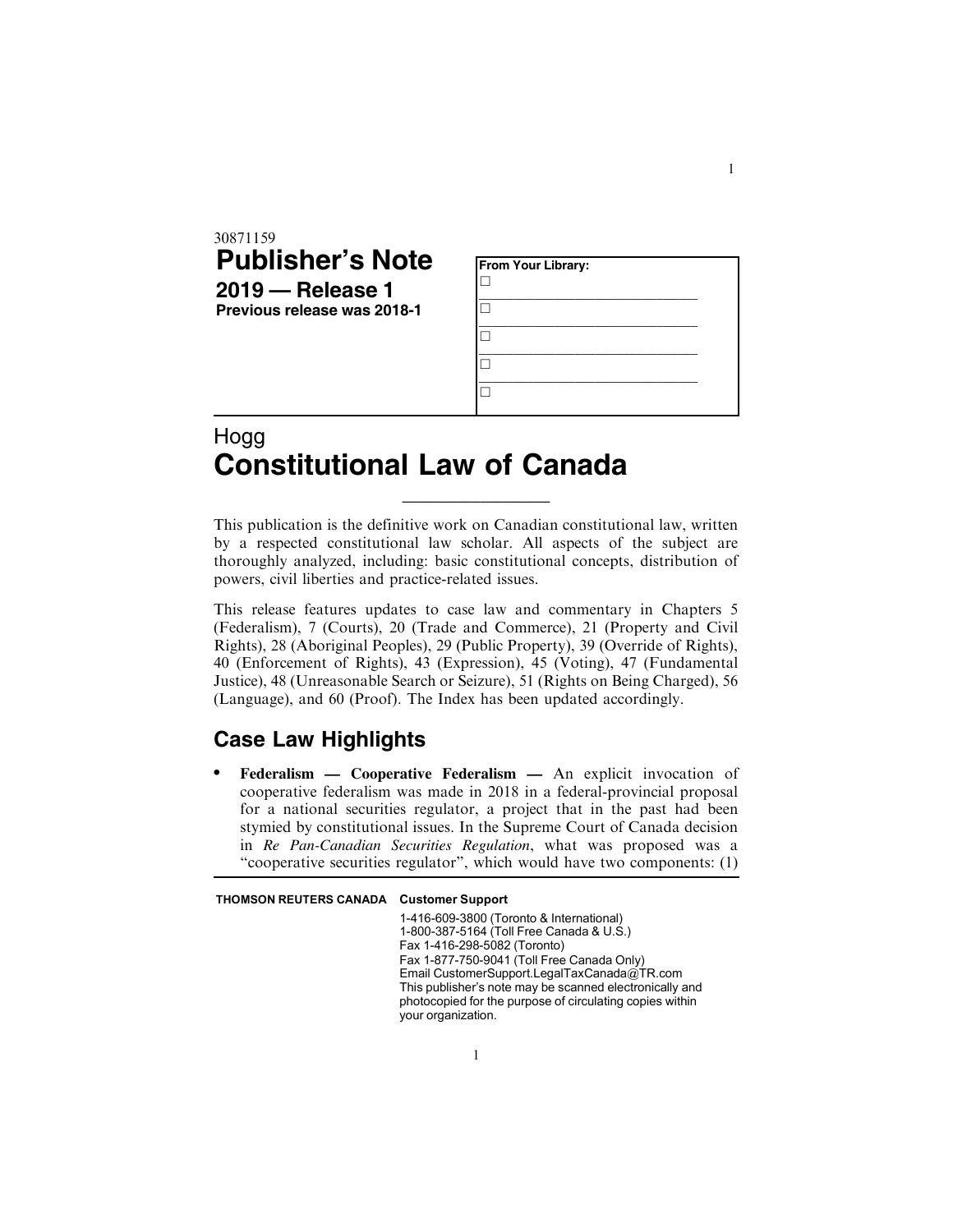30871159

# Publisher's Note

**2019 — Release 1**

**Previous release was 2018-1**

**From Your Library:**

- ☐ ______________________________
- ☐ ______________________________
- ☐ ______________________________
- ☐ ______________________________
- ☐

# Hogg
# Constitutional Law of Canada

This publication is the definitive work on Canadian constitutional law, written by a respected constitutional law scholar. All aspects of the subject are thoroughly analyzed, including: basic constitutional concepts, distribution of powers, civil liberties and practice-related issues.

This release features updates to case law and commentary in Chapters 5 (Federalism), 7 (Courts), 20 (Trade and Commerce), 21 (Property and Civil Rights), 28 (Aboriginal Peoples), 29 (Public Property), 39 (Override of Rights), 40 (Enforcement of Rights), 43 (Expression), 45 (Voting), 47 (Fundamental Justice), 48 (Unreasonable Search or Seizure), 51 (Rights on Being Charged), 56 (Language), and 60 (Proof). The Index has been updated accordingly.

## Case Law Highlights

- **Federalism — Cooperative Federalism —** An explicit invocation of cooperative federalism was made in 2018 in a federal-provincial proposal for a national securities regulator, a project that in the past had been stymied by constitutional issues. In the Supreme Court of Canada decision in *Re Pan-Canadian Securities Regulation*, what was proposed was a "cooperative securities regulator", which would have two components: (1)

**THOMSON REUTERS CANADA** **Customer Support**

1-416-609-3800 (Toronto & International)
1-800-387-5164 (Toll Free Canada & U.S.)
Fax 1-416-298-5082 (Toronto)
Fax 1-877-750-9041 (Toll Free Canada Only)
Email CustomerSupport.LegalTaxCanada@TR.com
This publisher's note may be scanned electronically and photocopied for the purpose of circulating copies within your organization.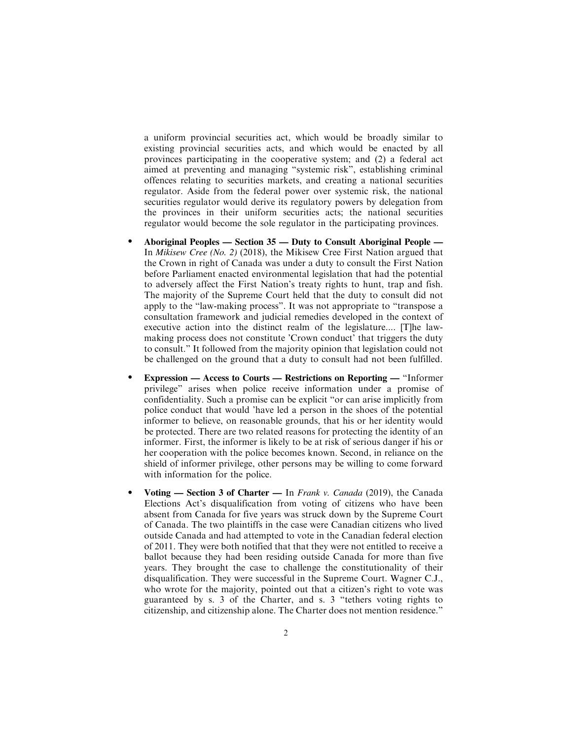a uniform provincial securities act, which would be broadly similar to existing provincial securities acts, and which would be enacted by all provinces participating in the cooperative system; and (2) a federal act aimed at preventing and managing "systemic risk", establishing criminal offences relating to securities markets, and creating a national securities regulator. Aside from the federal power over systemic risk, the national securities regulator would derive its regulatory powers by delegation from the provinces in their uniform securities acts; the national securities regulator would become the sole regulator in the participating provinces.

- **Aboriginal Peoples — Section 35 — Duty to Consult Aboriginal People —** In *Mikisew Cree (No. 2)* (2018), the Mikisew Cree First Nation argued that the Crown in right of Canada was under a duty to consult the First Nation before Parliament enacted environmental legislation that had the potential to adversely affect the First Nation's treaty rights to hunt, trap and fish. The majority of the Supreme Court held that the duty to consult did not apply to the "law-making process". It was not appropriate to "transpose a consultation framework and judicial remedies developed in the context of executive action into the distinct realm of the legislature.... [T]he law-making process does not constitute 'Crown conduct' that triggers the duty to consult." It followed from the majority opinion that legislation could not be challenged on the ground that a duty to consult had not been fulfilled.

- **Expression — Access to Courts — Restrictions on Reporting —** "Informer privilege" arises when police receive information under a promise of confidentiality. Such a promise can be explicit "or can arise implicitly from police conduct that would 'have led a person in the shoes of the potential informer to believe, on reasonable grounds, that his or her identity would be protected. There are two related reasons for protecting the identity of an informer. First, the informer is likely to be at risk of serious danger if his or her cooperation with the police becomes known. Second, in reliance on the shield of informer privilege, other persons may be willing to come forward with information for the police.

- **Voting — Section 3 of Charter —** In *Frank v. Canada* (2019), the Canada Elections Act's disqualification from voting of citizens who have been absent from Canada for five years was struck down by the Supreme Court of Canada. The two plaintiffs in the case were Canadian citizens who lived outside Canada and had attempted to vote in the Canadian federal election of 2011. They were both notified that that they were not entitled to receive a ballot because they had been residing outside Canada for more than five years. They brought the case to challenge the constitutionality of their disqualification. They were successful in the Supreme Court. Wagner C.J., who wrote for the majority, pointed out that a citizen's right to vote was guaranteed by s. 3 of the Charter, and s. 3 "tethers voting rights to citizenship, and citizenship alone. The Charter does not mention residence."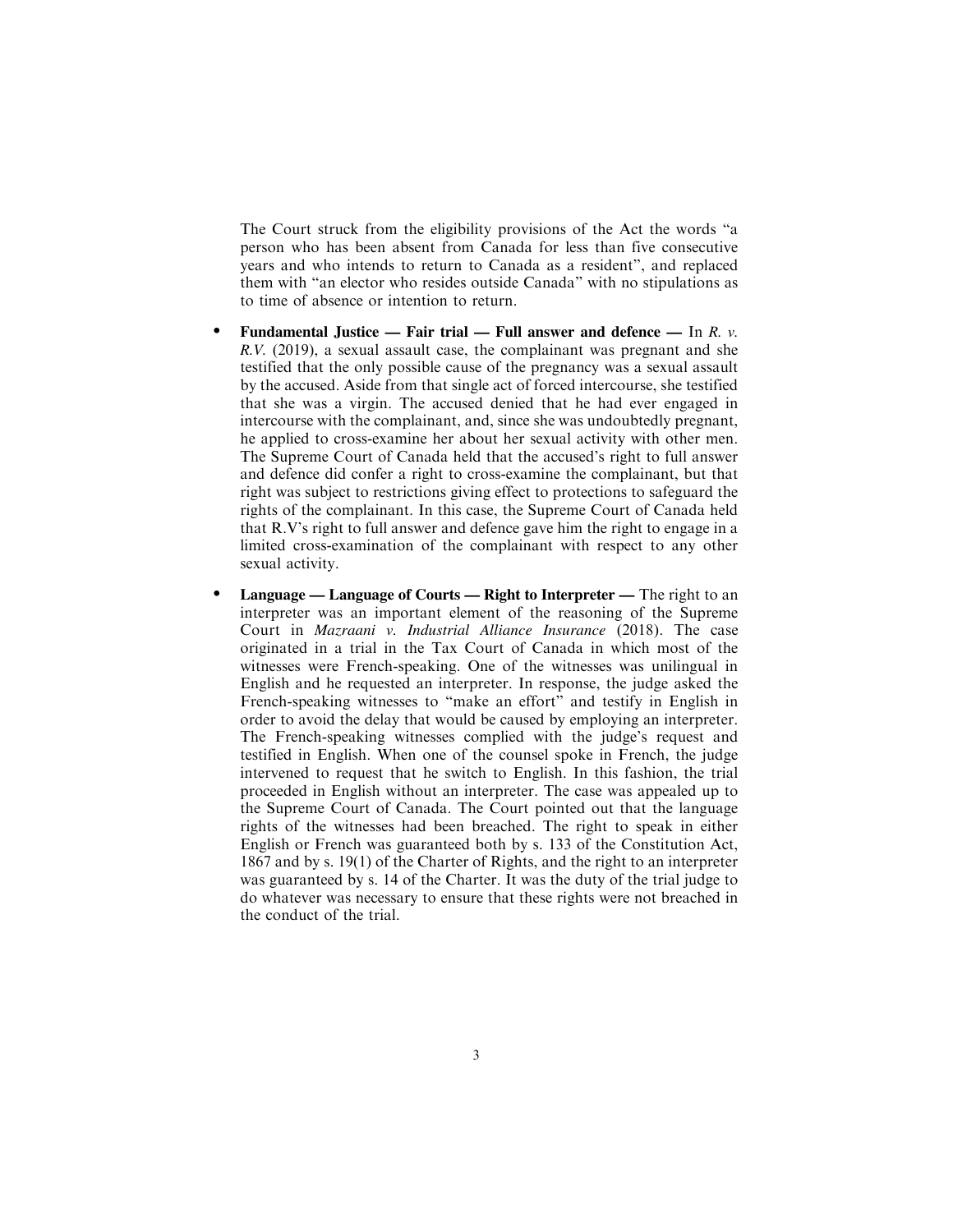The Court struck from the eligibility provisions of the Act the words "a person who has been absent from Canada for less than five consecutive years and who intends to return to Canada as a resident", and replaced them with "an elector who resides outside Canada" with no stipulations as to time of absence or intention to return.

- **Fundamental Justice — Fair trial — Full answer and defence —** In *R. v. R.V.* (2019), a sexual assault case, the complainant was pregnant and she testified that the only possible cause of the pregnancy was a sexual assault by the accused. Aside from that single act of forced intercourse, she testified that she was a virgin. The accused denied that he had ever engaged in intercourse with the complainant, and, since she was undoubtedly pregnant, he applied to cross-examine her about her sexual activity with other men. The Supreme Court of Canada held that the accused's right to full answer and defence did confer a right to cross-examine the complainant, but that right was subject to restrictions giving effect to protections to safeguard the rights of the complainant. In this case, the Supreme Court of Canada held that R.V's right to full answer and defence gave him the right to engage in a limited cross-examination of the complainant with respect to any other sexual activity.

- **Language — Language of Courts — Right to Interpreter —** The right to an interpreter was an important element of the reasoning of the Supreme Court in *Mazraani v. Industrial Alliance Insurance* (2018). The case originated in a trial in the Tax Court of Canada in which most of the witnesses were French-speaking. One of the witnesses was unilingual in English and he requested an interpreter. In response, the judge asked the French-speaking witnesses to "make an effort" and testify in English in order to avoid the delay that would be caused by employing an interpreter. The French-speaking witnesses complied with the judge's request and testified in English. When one of the counsel spoke in French, the judge intervened to request that he switch to English. In this fashion, the trial proceeded in English without an interpreter. The case was appealed up to the Supreme Court of Canada. The Court pointed out that the language rights of the witnesses had been breached. The right to speak in either English or French was guaranteed both by s. 133 of the Constitution Act, 1867 and by s. 19(1) of the Charter of Rights, and the right to an interpreter was guaranteed by s. 14 of the Charter. It was the duty of the trial judge to do whatever was necessary to ensure that these rights were not breached in the conduct of the trial.